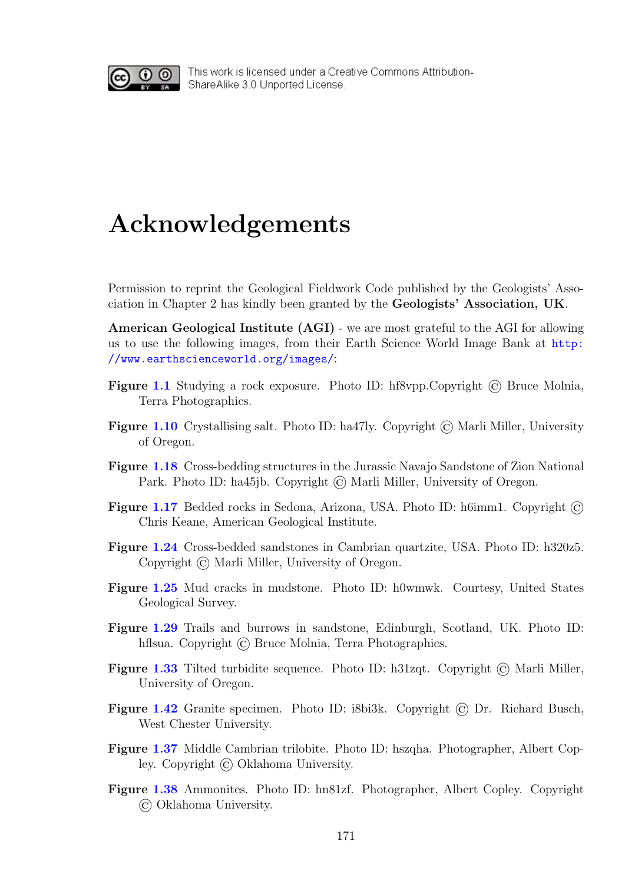This work is licensed under a Creative Commons Attribution-ShareAlike 3.0 Unported License.

# Acknowledgements

Permission to reprint the Geological Fieldwork Code published by the Geologists' Association in Chapter 2 has kindly been granted by the **Geologists' Association, UK**.

**American Geological Institute (AGI)** - we are most grateful to the AGI for allowing us to use the following images, from their Earth Science World Image Bank at http://www.earthscienceworld.org/images/:

**Figure 1.1** Studying a rock exposure. Photo ID: hf8vpp.Copyright © Bruce Molnia, Terra Photographics.

**Figure 1.10** Crystallising salt. Photo ID: ha47ly. Copyright © Marli Miller, University of Oregon.

**Figure 1.18** Cross-bedding structures in the Jurassic Navajo Sandstone of Zion National Park. Photo ID: ha45jb. Copyright © Marli Miller, University of Oregon.

**Figure 1.17** Bedded rocks in Sedona, Arizona, USA. Photo ID: h6imm1. Copyright © Chris Keane, American Geological Institute.

**Figure 1.24** Cross-bedded sandstones in Cambrian quartzite, USA. Photo ID: h320z5. Copyright © Marli Miller, University of Oregon.

**Figure 1.25** Mud cracks in mudstone. Photo ID: h0wmwk. Courtesy, United States Geological Survey.

**Figure 1.29** Trails and burrows in sandstone, Edinburgh, Scotland, UK. Photo ID: hflsua. Copyright © Bruce Molnia, Terra Photographics.

**Figure 1.33** Tilted turbidite sequence. Photo ID: h31zqt. Copyright © Marli Miller, University of Oregon.

**Figure 1.42** Granite specimen. Photo ID: i8bi3k. Copyright © Dr. Richard Busch, West Chester University.

**Figure 1.37** Middle Cambrian trilobite. Photo ID: hszqha. Photographer, Albert Copley. Copyright © Oklahoma University.

**Figure 1.38** Ammonites. Photo ID: hn81zf. Photographer, Albert Copley. Copyright © Oklahoma University.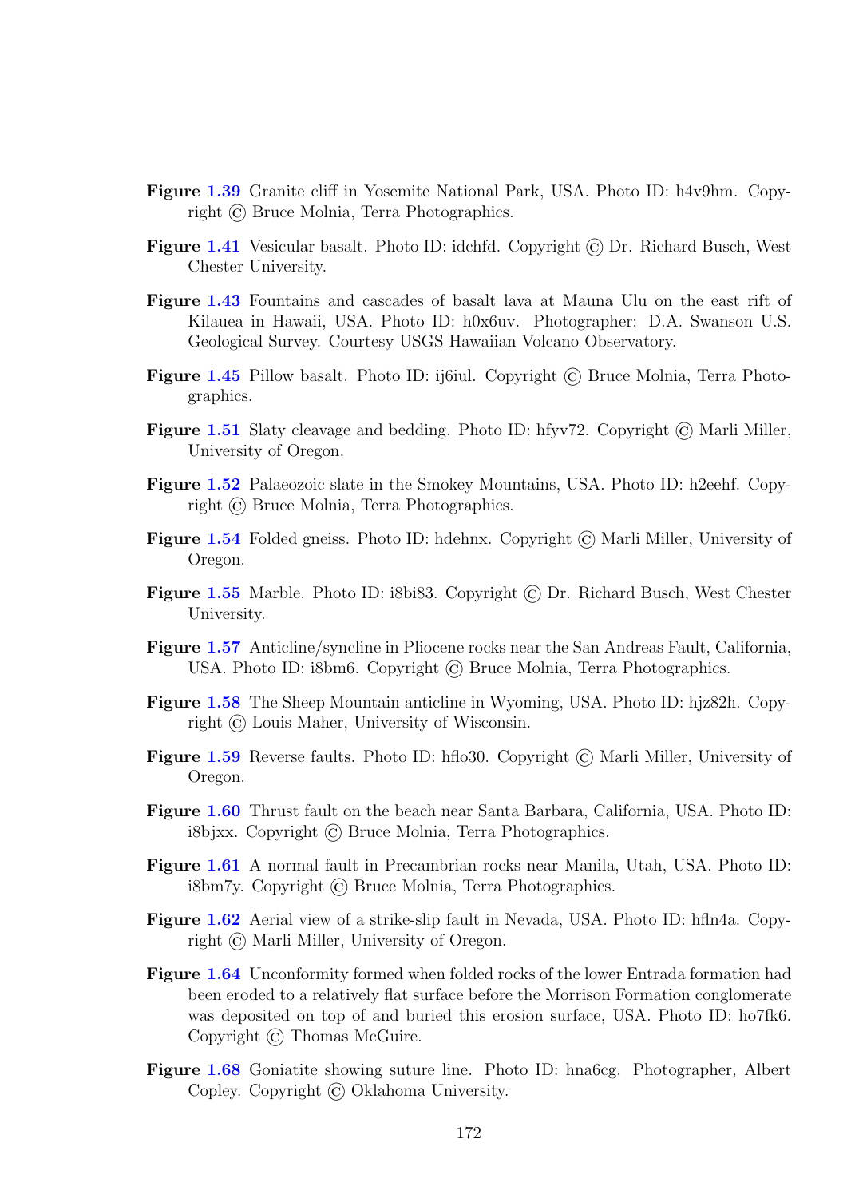**Figure 1.39** Granite cliff in Yosemite National Park, USA. Photo ID: h4v9hm. Copyright © Bruce Molnia, Terra Photographics.

**Figure 1.41** Vesicular basalt. Photo ID: idchfd. Copyright © Dr. Richard Busch, West Chester University.

**Figure 1.43** Fountains and cascades of basalt lava at Mauna Ulu on the east rift of Kilauea in Hawaii, USA. Photo ID: h0x6uv. Photographer: D.A. Swanson U.S. Geological Survey. Courtesy USGS Hawaiian Volcano Observatory.

**Figure 1.45** Pillow basalt. Photo ID: ij6iul. Copyright © Bruce Molnia, Terra Photographics.

**Figure 1.51** Slaty cleavage and bedding. Photo ID: hfyv72. Copyright © Marli Miller, University of Oregon.

**Figure 1.52** Palaeozoic slate in the Smokey Mountains, USA. Photo ID: h2eehf. Copyright © Bruce Molnia, Terra Photographics.

**Figure 1.54** Folded gneiss. Photo ID: hdehnx. Copyright © Marli Miller, University of Oregon.

**Figure 1.55** Marble. Photo ID: i8bi83. Copyright © Dr. Richard Busch, West Chester University.

**Figure 1.57** Anticline/syncline in Pliocene rocks near the San Andreas Fault, California, USA. Photo ID: i8bm6. Copyright © Bruce Molnia, Terra Photographics.

**Figure 1.58** The Sheep Mountain anticline in Wyoming, USA. Photo ID: hjz82h. Copyright © Louis Maher, University of Wisconsin.

**Figure 1.59** Reverse faults. Photo ID: hflo30. Copyright © Marli Miller, University of Oregon.

**Figure 1.60** Thrust fault on the beach near Santa Barbara, California, USA. Photo ID: i8bjxx. Copyright © Bruce Molnia, Terra Photographics.

**Figure 1.61** A normal fault in Precambrian rocks near Manila, Utah, USA. Photo ID: i8bm7y. Copyright © Bruce Molnia, Terra Photographics.

**Figure 1.62** Aerial view of a strike-slip fault in Nevada, USA. Photo ID: hfln4a. Copyright © Marli Miller, University of Oregon.

**Figure 1.64** Unconformity formed when folded rocks of the lower Entrada formation had been eroded to a relatively flat surface before the Morrison Formation conglomerate was deposited on top of and buried this erosion surface, USA. Photo ID: ho7fk6. Copyright © Thomas McGuire.

**Figure 1.68** Goniatite showing suture line. Photo ID: hna6cg. Photographer, Albert Copley. Copyright © Oklahoma University.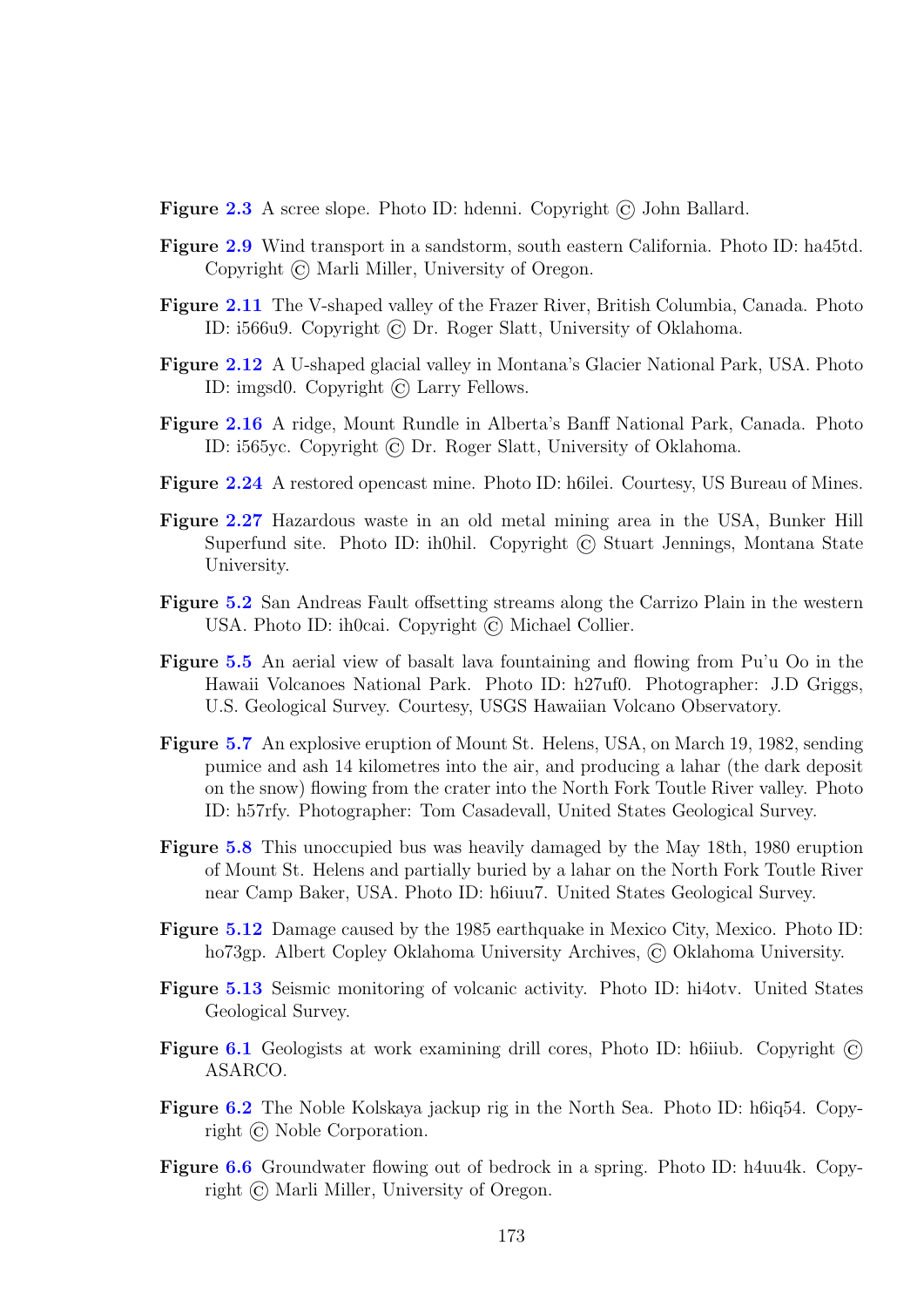**Figure 2.3** A scree slope. Photo ID: hdenni. Copyright © John Ballard.

**Figure 2.9** Wind transport in a sandstorm, south eastern California. Photo ID: ha45td. Copyright © Marli Miller, University of Oregon.

**Figure 2.11** The V-shaped valley of the Frazer River, British Columbia, Canada. Photo ID: i566u9. Copyright © Dr. Roger Slatt, University of Oklahoma.

**Figure 2.12** A U-shaped glacial valley in Montana's Glacier National Park, USA. Photo ID: imgsd0. Copyright © Larry Fellows.

**Figure 2.16** A ridge, Mount Rundle in Alberta's Banff National Park, Canada. Photo ID: i565yc. Copyright © Dr. Roger Slatt, University of Oklahoma.

**Figure 2.24** A restored opencast mine. Photo ID: h6ilei. Courtesy, US Bureau of Mines.

**Figure 2.27** Hazardous waste in an old metal mining area in the USA, Bunker Hill Superfund site. Photo ID: ih0hil. Copyright © Stuart Jennings, Montana State University.

**Figure 5.2** San Andreas Fault offsetting streams along the Carrizo Plain in the western USA. Photo ID: ih0cai. Copyright © Michael Collier.

**Figure 5.5** An aerial view of basalt lava fountaining and flowing from Pu'u Oo in the Hawaii Volcanoes National Park. Photo ID: h27uf0. Photographer: J.D Griggs, U.S. Geological Survey. Courtesy, USGS Hawaiian Volcano Observatory.

**Figure 5.7** An explosive eruption of Mount St. Helens, USA, on March 19, 1982, sending pumice and ash 14 kilometres into the air, and producing a lahar (the dark deposit on the snow) flowing from the crater into the North Fork Toutle River valley. Photo ID: h57rfy. Photographer: Tom Casadevall, United States Geological Survey.

**Figure 5.8** This unoccupied bus was heavily damaged by the May 18th, 1980 eruption of Mount St. Helens and partially buried by a lahar on the North Fork Toutle River near Camp Baker, USA. Photo ID: h6iuu7. United States Geological Survey.

**Figure 5.12** Damage caused by the 1985 earthquake in Mexico City, Mexico. Photo ID: ho73gp. Albert Copley Oklahoma University Archives, © Oklahoma University.

**Figure 5.13** Seismic monitoring of volcanic activity. Photo ID: hi4otv. United States Geological Survey.

**Figure 6.1** Geologists at work examining drill cores, Photo ID: h6iiub. Copyright © ASARCO.

**Figure 6.2** The Noble Kolskaya jackup rig in the North Sea. Photo ID: h6iq54. Copyright © Noble Corporation.

**Figure 6.6** Groundwater flowing out of bedrock in a spring. Photo ID: h4uu4k. Copyright © Marli Miller, University of Oregon.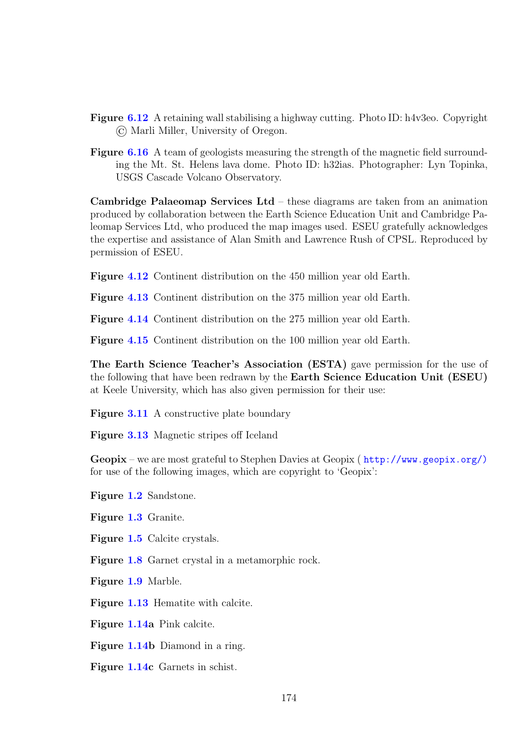**Figure 6.12** A retaining wall stabilising a highway cutting. Photo ID: h4v3eo. Copyright © Marli Miller, University of Oregon.

**Figure 6.16** A team of geologists measuring the strength of the magnetic field surrounding the Mt. St. Helens lava dome. Photo ID: h32ias. Photographer: Lyn Topinka, USGS Cascade Volcano Observatory.

**Cambridge Palaeomap Services Ltd** – these diagrams are taken from an animation produced by collaboration between the Earth Science Education Unit and Cambridge Paleomap Services Ltd, who produced the map images used. ESEU gratefully acknowledges the expertise and assistance of Alan Smith and Lawrence Rush of CPSL. Reproduced by permission of ESEU.

**Figure 4.12** Continent distribution on the 450 million year old Earth.

**Figure 4.13** Continent distribution on the 375 million year old Earth.

**Figure 4.14** Continent distribution on the 275 million year old Earth.

**Figure 4.15** Continent distribution on the 100 million year old Earth.

**The Earth Science Teacher's Association (ESTA)** gave permission for the use of the following that have been redrawn by the **Earth Science Education Unit (ESEU)** at Keele University, which has also given permission for their use:

**Figure 3.11** A constructive plate boundary

**Figure 3.13** Magnetic stripes off Iceland

**Geopix** – we are most grateful to Stephen Davies at Geopix ( http://www.geopix.org/) for use of the following images, which are copyright to 'Geopix':

**Figure 1.2** Sandstone.

**Figure 1.3** Granite.

**Figure 1.5** Calcite crystals.

**Figure 1.8** Garnet crystal in a metamorphic rock.

**Figure 1.9** Marble.

**Figure 1.13** Hematite with calcite.

**Figure 1.14a** Pink calcite.

**Figure 1.14b** Diamond in a ring.

**Figure 1.14c** Garnets in schist.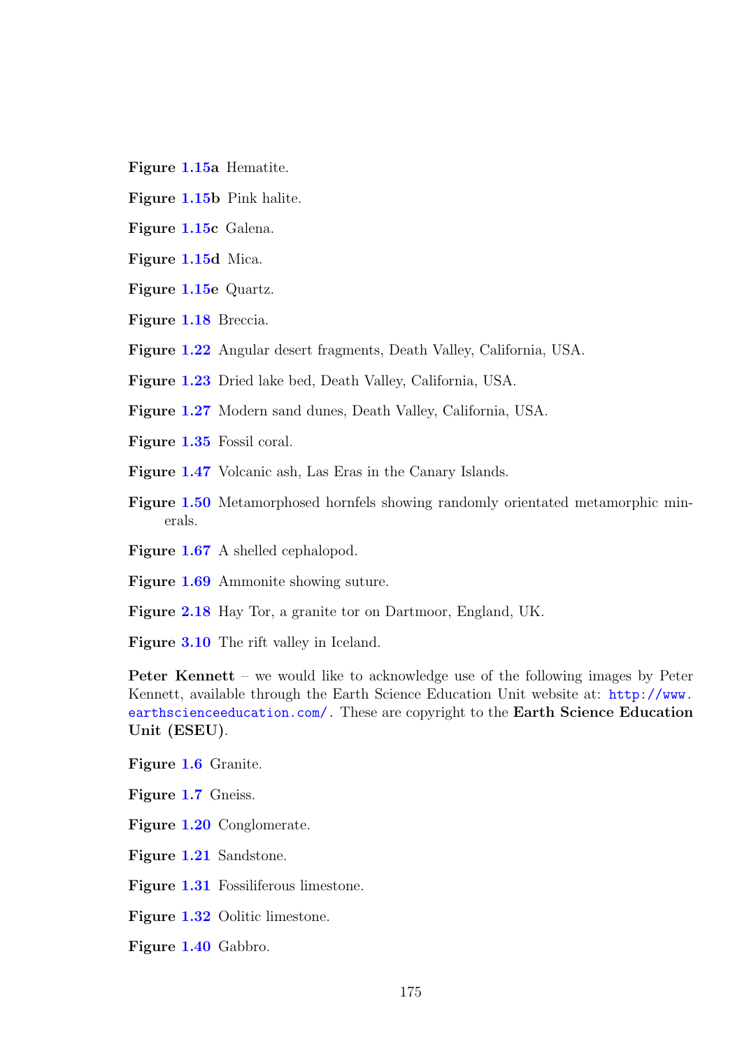**Figure 1.15a** Hematite.

**Figure 1.15b** Pink halite.

**Figure 1.15c** Galena.

**Figure 1.15d** Mica.

**Figure 1.15e** Quartz.

**Figure 1.18** Breccia.

**Figure 1.22** Angular desert fragments, Death Valley, California, USA.

**Figure 1.23** Dried lake bed, Death Valley, California, USA.

**Figure 1.27** Modern sand dunes, Death Valley, California, USA.

**Figure 1.35** Fossil coral.

**Figure 1.47** Volcanic ash, Las Eras in the Canary Islands.

**Figure 1.50** Metamorphosed hornfels showing randomly orientated metamorphic minerals.

**Figure 1.67** A shelled cephalopod.

**Figure 1.69** Ammonite showing suture.

**Figure 2.18** Hay Tor, a granite tor on Dartmoor, England, UK.

**Figure 3.10** The rift valley in Iceland.

**Peter Kennett** – we would like to acknowledge use of the following images by Peter Kennett, available through the Earth Science Education Unit website at: http://www.earthscienceeducation.com/. These are copyright to the **Earth Science Education Unit (ESEU)**.

**Figure 1.6** Granite.

**Figure 1.7** Gneiss.

**Figure 1.20** Conglomerate.

**Figure 1.21** Sandstone.

**Figure 1.31** Fossiliferous limestone.

**Figure 1.32** Oolitic limestone.

**Figure 1.40** Gabbro.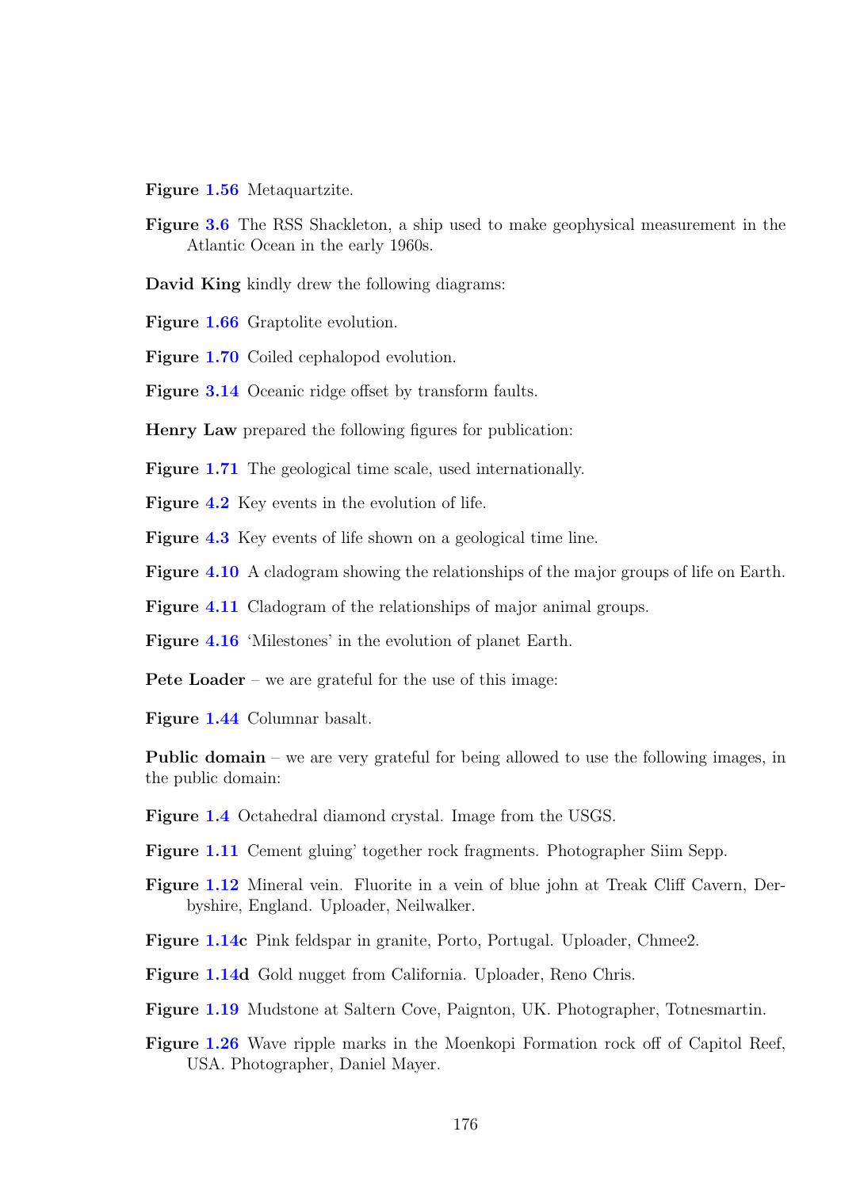**Figure 1.56** Metaquartzite.

**Figure 3.6** The RSS Shackleton, a ship used to make geophysical measurement in the Atlantic Ocean in the early 1960s.

**David King** kindly drew the following diagrams:

**Figure 1.66** Graptolite evolution.

**Figure 1.70** Coiled cephalopod evolution.

**Figure 3.14** Oceanic ridge offset by transform faults.

**Henry Law** prepared the following figures for publication:

**Figure 1.71** The geological time scale, used internationally.

**Figure 4.2** Key events in the evolution of life.

**Figure 4.3** Key events of life shown on a geological time line.

**Figure 4.10** A cladogram showing the relationships of the major groups of life on Earth.

**Figure 4.11** Cladogram of the relationships of major animal groups.

**Figure 4.16** 'Milestones' in the evolution of planet Earth.

**Pete Loader** – we are grateful for the use of this image:

**Figure 1.44** Columnar basalt.

**Public domain** – we are very grateful for being allowed to use the following images, in the public domain:

**Figure 1.4** Octahedral diamond crystal. Image from the USGS.

**Figure 1.11** Cement gluing' together rock fragments. Photographer Siim Sepp.

**Figure 1.12** Mineral vein. Fluorite in a vein of blue john at Treak Cliff Cavern, Derbyshire, England. Uploader, Neilwalker.

**Figure 1.14c** Pink feldspar in granite, Porto, Portugal. Uploader, Chmee2.

**Figure 1.14d** Gold nugget from California. Uploader, Reno Chris.

**Figure 1.19** Mudstone at Saltern Cove, Paignton, UK. Photographer, Totnesmartin.

**Figure 1.26** Wave ripple marks in the Moenkopi Formation rock off of Capitol Reef, USA. Photographer, Daniel Mayer.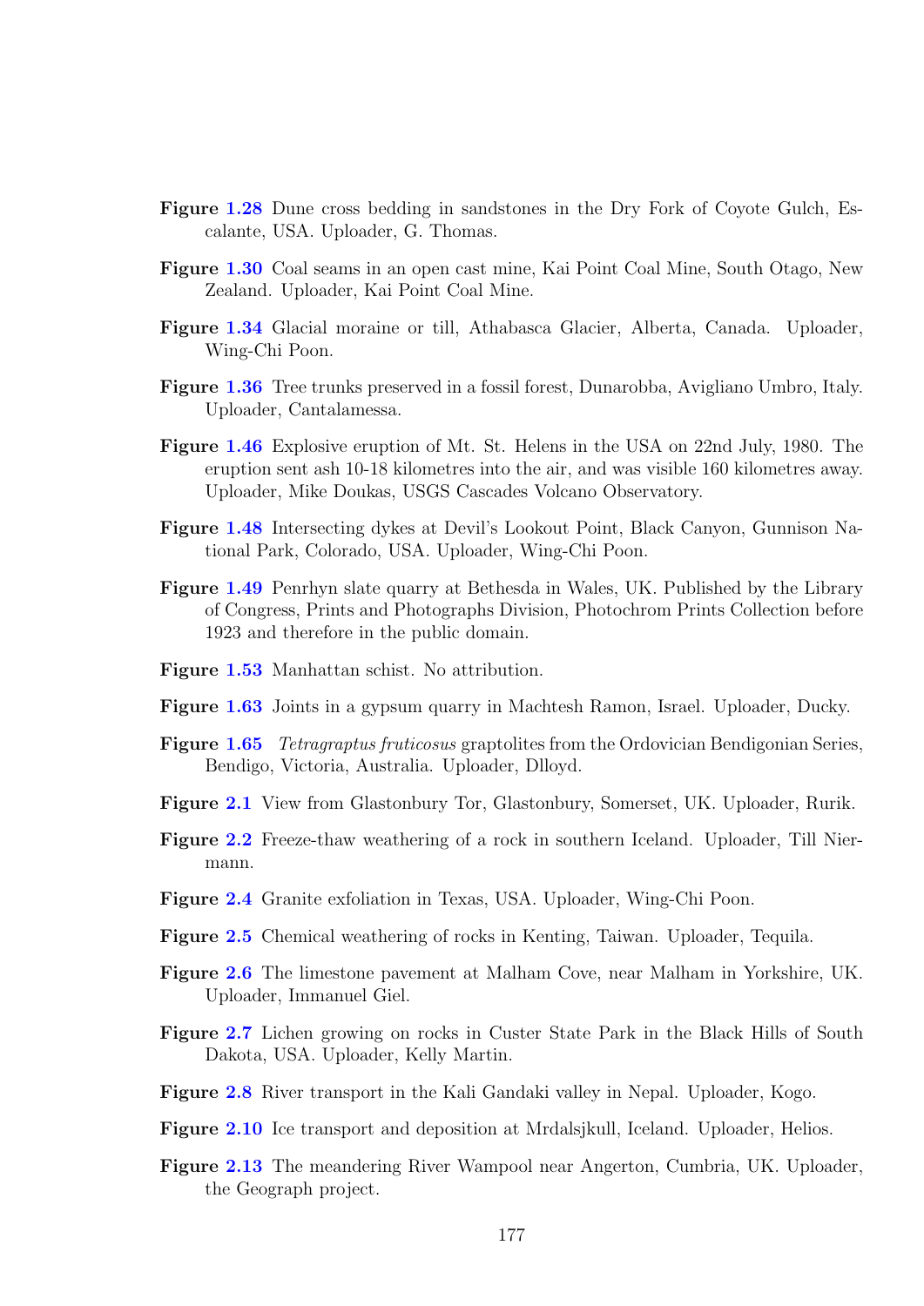**Figure 1.28** Dune cross bedding in sandstones in the Dry Fork of Coyote Gulch, Escalante, USA. Uploader, G. Thomas.

**Figure 1.30** Coal seams in an open cast mine, Kai Point Coal Mine, South Otago, New Zealand. Uploader, Kai Point Coal Mine.

**Figure 1.34** Glacial moraine or till, Athabasca Glacier, Alberta, Canada. Uploader, Wing-Chi Poon.

**Figure 1.36** Tree trunks preserved in a fossil forest, Dunarobba, Avigliano Umbro, Italy. Uploader, Cantalamessa.

**Figure 1.46** Explosive eruption of Mt. St. Helens in the USA on 22nd July, 1980. The eruption sent ash 10-18 kilometres into the air, and was visible 160 kilometres away. Uploader, Mike Doukas, USGS Cascades Volcano Observatory.

**Figure 1.48** Intersecting dykes at Devil's Lookout Point, Black Canyon, Gunnison National Park, Colorado, USA. Uploader, Wing-Chi Poon.

**Figure 1.49** Penrhyn slate quarry at Bethesda in Wales, UK. Published by the Library of Congress, Prints and Photographs Division, Photochrom Prints Collection before 1923 and therefore in the public domain.

**Figure 1.53** Manhattan schist. No attribution.

**Figure 1.63** Joints in a gypsum quarry in Machtesh Ramon, Israel. Uploader, Ducky.

**Figure 1.65** *Tetragraptus fruticosus* graptolites from the Ordovician Bendigonian Series, Bendigo, Victoria, Australia. Uploader, Dlloyd.

**Figure 2.1** View from Glastonbury Tor, Glastonbury, Somerset, UK. Uploader, Rurik.

**Figure 2.2** Freeze-thaw weathering of a rock in southern Iceland. Uploader, Till Niermann.

**Figure 2.4** Granite exfoliation in Texas, USA. Uploader, Wing-Chi Poon.

**Figure 2.5** Chemical weathering of rocks in Kenting, Taiwan. Uploader, Tequila.

**Figure 2.6** The limestone pavement at Malham Cove, near Malham in Yorkshire, UK. Uploader, Immanuel Giel.

**Figure 2.7** Lichen growing on rocks in Custer State Park in the Black Hills of South Dakota, USA. Uploader, Kelly Martin.

**Figure 2.8** River transport in the Kali Gandaki valley in Nepal. Uploader, Kogo.

**Figure 2.10** Ice transport and deposition at Mrdalsjkull, Iceland. Uploader, Helios.

**Figure 2.13** The meandering River Wampool near Angerton, Cumbria, UK. Uploader, the Geograph project.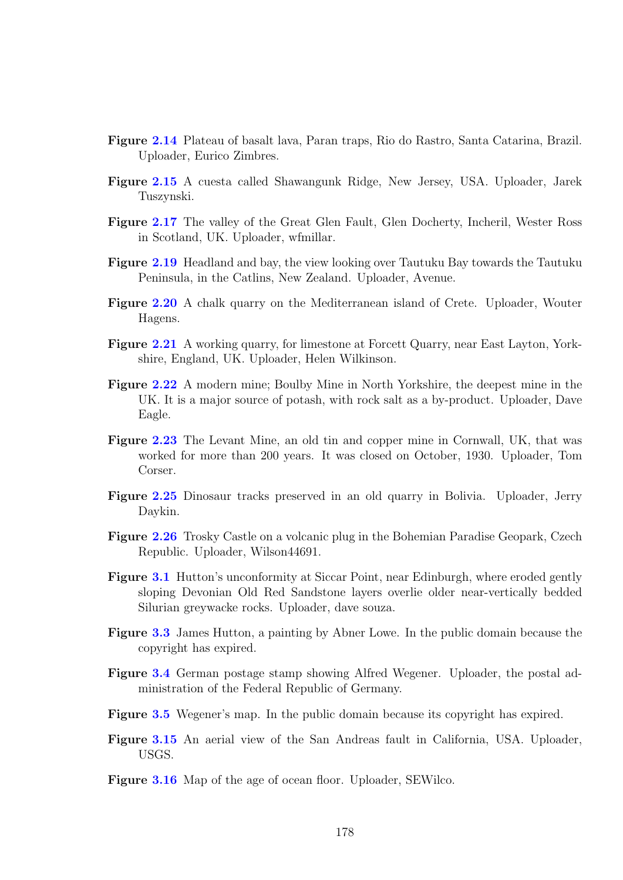**Figure 2.14** Plateau of basalt lava, Paran traps, Rio do Rastro, Santa Catarina, Brazil. Uploader, Eurico Zimbres.

**Figure 2.15** A cuesta called Shawangunk Ridge, New Jersey, USA. Uploader, Jarek Tuszynski.

**Figure 2.17** The valley of the Great Glen Fault, Glen Docherty, Incheril, Wester Ross in Scotland, UK. Uploader, wfmillar.

**Figure 2.19** Headland and bay, the view looking over Tautuku Bay towards the Tautuku Peninsula, in the Catlins, New Zealand. Uploader, Avenue.

**Figure 2.20** A chalk quarry on the Mediterranean island of Crete. Uploader, Wouter Hagens.

**Figure 2.21** A working quarry, for limestone at Forcett Quarry, near East Layton, Yorkshire, England, UK. Uploader, Helen Wilkinson.

**Figure 2.22** A modern mine; Boulby Mine in North Yorkshire, the deepest mine in the UK. It is a major source of potash, with rock salt as a by-product. Uploader, Dave Eagle.

**Figure 2.23** The Levant Mine, an old tin and copper mine in Cornwall, UK, that was worked for more than 200 years. It was closed on October, 1930. Uploader, Tom Corser.

**Figure 2.25** Dinosaur tracks preserved in an old quarry in Bolivia. Uploader, Jerry Daykin.

**Figure 2.26** Trosky Castle on a volcanic plug in the Bohemian Paradise Geopark, Czech Republic. Uploader, Wilson44691.

**Figure 3.1** Hutton's unconformity at Siccar Point, near Edinburgh, where eroded gently sloping Devonian Old Red Sandstone layers overlie older near-vertically bedded Silurian greywacke rocks. Uploader, dave souza.

**Figure 3.3** James Hutton, a painting by Abner Lowe. In the public domain because the copyright has expired.

**Figure 3.4** German postage stamp showing Alfred Wegener. Uploader, the postal administration of the Federal Republic of Germany.

**Figure 3.5** Wegener's map. In the public domain because its copyright has expired.

**Figure 3.15** An aerial view of the San Andreas fault in California, USA. Uploader, USGS.

**Figure 3.16** Map of the age of ocean floor. Uploader, SEWilco.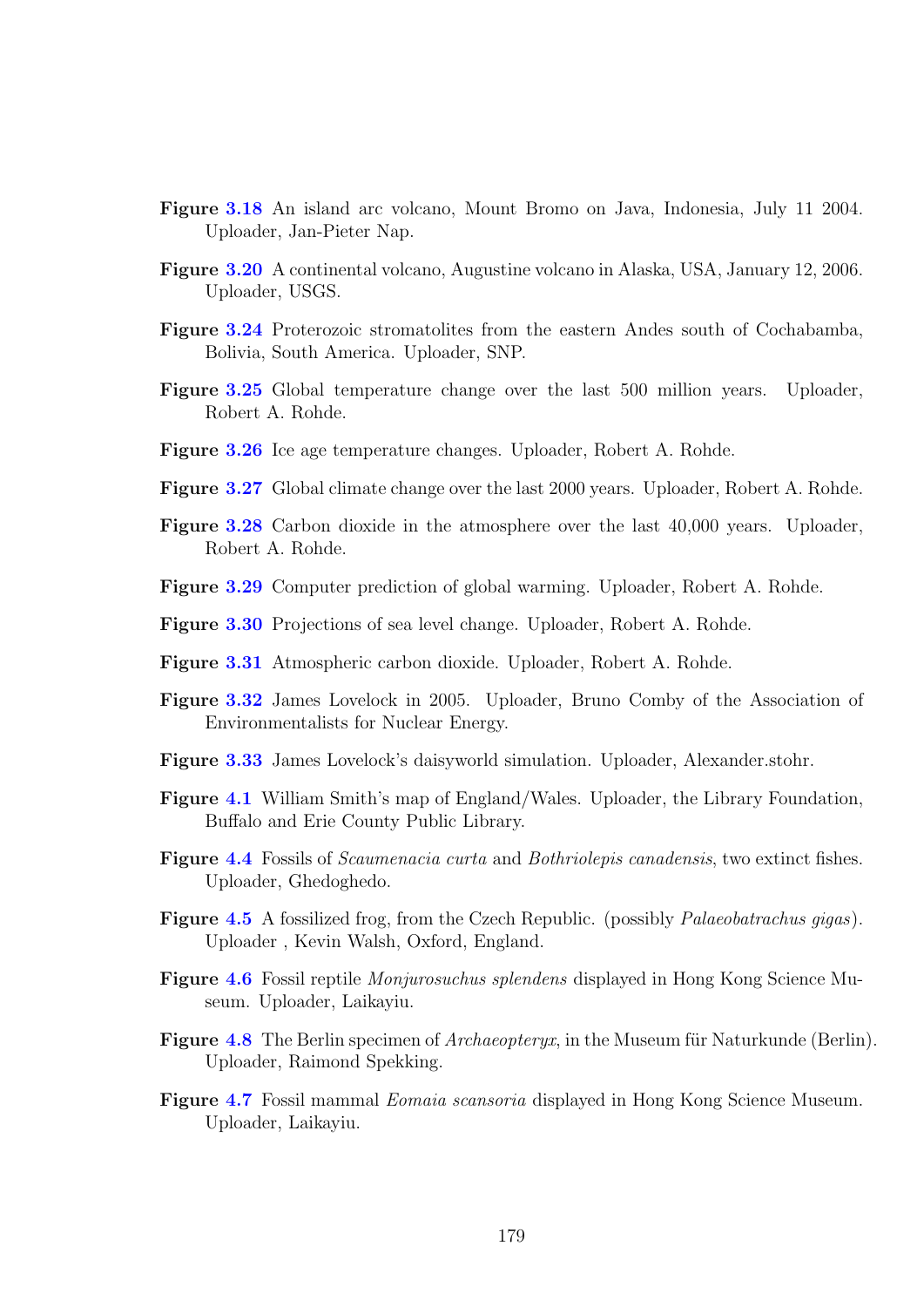**Figure 3.18** An island arc volcano, Mount Bromo on Java, Indonesia, July 11 2004. Uploader, Jan-Pieter Nap.

**Figure 3.20** A continental volcano, Augustine volcano in Alaska, USA, January 12, 2006. Uploader, USGS.

**Figure 3.24** Proterozoic stromatolites from the eastern Andes south of Cochabamba, Bolivia, South America. Uploader, SNP.

**Figure 3.25** Global temperature change over the last 500 million years. Uploader, Robert A. Rohde.

**Figure 3.26** Ice age temperature changes. Uploader, Robert A. Rohde.

**Figure 3.27** Global climate change over the last 2000 years. Uploader, Robert A. Rohde.

**Figure 3.28** Carbon dioxide in the atmosphere over the last 40,000 years. Uploader, Robert A. Rohde.

**Figure 3.29** Computer prediction of global warming. Uploader, Robert A. Rohde.

**Figure 3.30** Projections of sea level change. Uploader, Robert A. Rohde.

**Figure 3.31** Atmospheric carbon dioxide. Uploader, Robert A. Rohde.

**Figure 3.32** James Lovelock in 2005. Uploader, Bruno Comby of the Association of Environmentalists for Nuclear Energy.

**Figure 3.33** James Lovelock's daisyworld simulation. Uploader, Alexander.stohr.

**Figure 4.1** William Smith's map of England/Wales. Uploader, the Library Foundation, Buffalo and Erie County Public Library.

**Figure 4.4** Fossils of *Scaumenacia curta* and *Bothriolepis canadensis*, two extinct fishes. Uploader, Ghedoghedo.

**Figure 4.5** A fossilized frog, from the Czech Republic. (possibly *Palaeobatrachus gigas*). Uploader , Kevin Walsh, Oxford, England.

**Figure 4.6** Fossil reptile *Monjurosuchus splendens* displayed in Hong Kong Science Museum. Uploader, Laikayiu.

**Figure 4.8** The Berlin specimen of *Archaeopteryx*, in the Museum für Naturkunde (Berlin). Uploader, Raimond Spekking.

**Figure 4.7** Fossil mammal *Eomaia scansoria* displayed in Hong Kong Science Museum. Uploader, Laikayiu.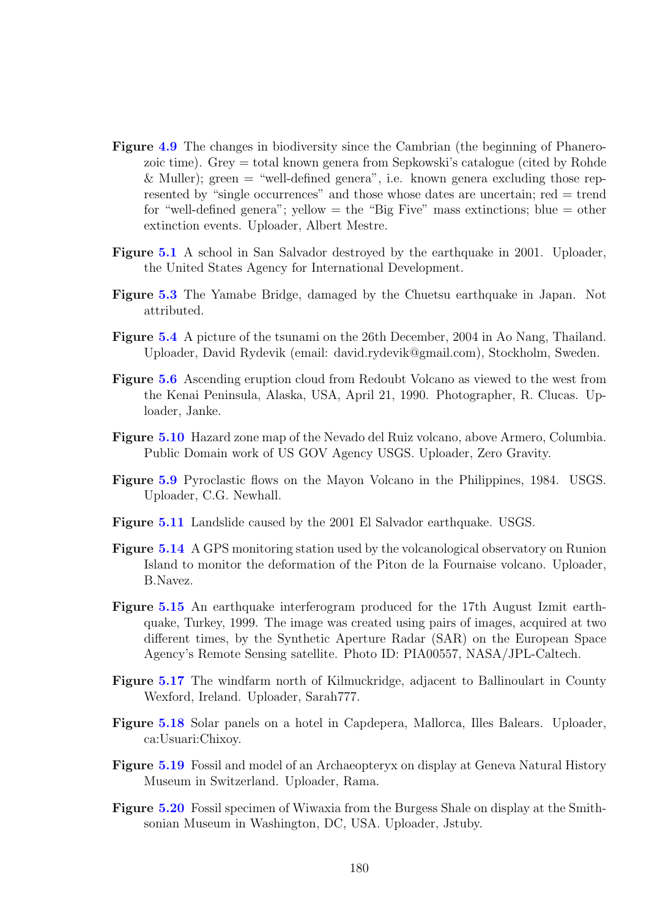**Figure 4.9** The changes in biodiversity since the Cambrian (the beginning of Phanerozoic time). Grey = total known genera from Sepkowski's catalogue (cited by Rohde & Muller); green = "well-defined genera", i.e. known genera excluding those represented by "single occurrences" and those whose dates are uncertain; red = trend for "well-defined genera"; yellow = the "Big Five" mass extinctions; blue = other extinction events. Uploader, Albert Mestre.

**Figure 5.1** A school in San Salvador destroyed by the earthquake in 2001. Uploader, the United States Agency for International Development.

**Figure 5.3** The Yamabe Bridge, damaged by the Chuetsu earthquake in Japan. Not attributed.

**Figure 5.4** A picture of the tsunami on the 26th December, 2004 in Ao Nang, Thailand. Uploader, David Rydevik (email: david.rydevik@gmail.com), Stockholm, Sweden.

**Figure 5.6** Ascending eruption cloud from Redoubt Volcano as viewed to the west from the Kenai Peninsula, Alaska, USA, April 21, 1990. Photographer, R. Clucas. Uploader, Janke.

**Figure 5.10** Hazard zone map of the Nevado del Ruiz volcano, above Armero, Columbia. Public Domain work of US GOV Agency USGS. Uploader, Zero Gravity.

**Figure 5.9** Pyroclastic flows on the Mayon Volcano in the Philippines, 1984. USGS. Uploader, C.G. Newhall.

**Figure 5.11** Landslide caused by the 2001 El Salvador earthquake. USGS.

**Figure 5.14** A GPS monitoring station used by the volcanological observatory on Runion Island to monitor the deformation of the Piton de la Fournaise volcano. Uploader, B.Navez.

**Figure 5.15** An earthquake interferogram produced for the 17th August Izmit earthquake, Turkey, 1999. The image was created using pairs of images, acquired at two different times, by the Synthetic Aperture Radar (SAR) on the European Space Agency's Remote Sensing satellite. Photo ID: PIA00557, NASA/JPL-Caltech.

**Figure 5.17** The windfarm north of Kilmuckridge, adjacent to Ballinoulart in County Wexford, Ireland. Uploader, Sarah777.

**Figure 5.18** Solar panels on a hotel in Capdepera, Mallorca, Illes Balears. Uploader, ca:Usuari:Chixoy.

**Figure 5.19** Fossil and model of an Archaeopteryx on display at Geneva Natural History Museum in Switzerland. Uploader, Rama.

**Figure 5.20** Fossil specimen of Wiwaxia from the Burgess Shale on display at the Smithsonian Museum in Washington, DC, USA. Uploader, Jstuby.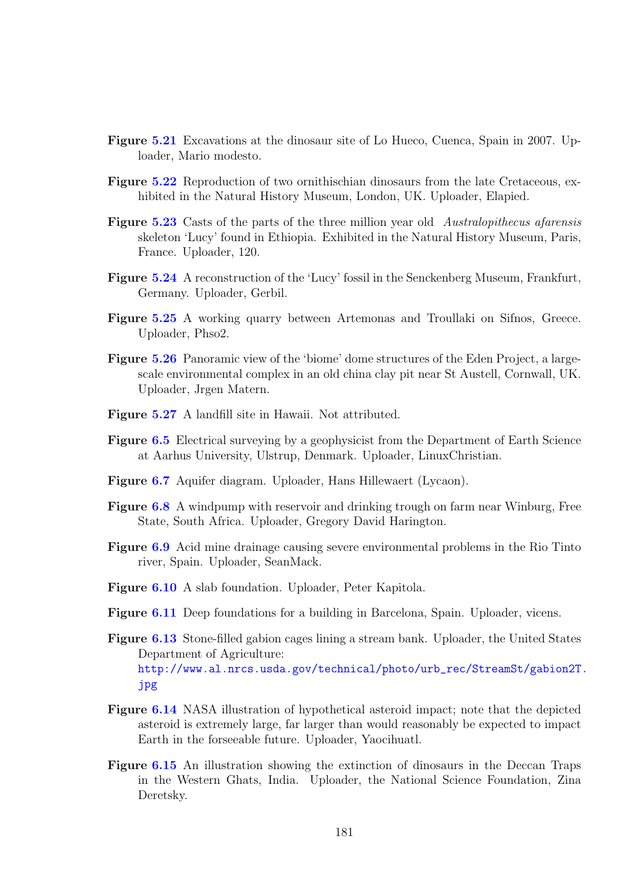**Figure 5.21** Excavations at the dinosaur site of Lo Hueco, Cuenca, Spain in 2007. Uploader, Mario modesto.

**Figure 5.22** Reproduction of two ornithischian dinosaurs from the late Cretaceous, exhibited in the Natural History Museum, London, UK. Uploader, Elapied.

**Figure 5.23** Casts of the parts of the three million year old *Australopithecus afarensis* skeleton 'Lucy' found in Ethiopia. Exhibited in the Natural History Museum, Paris, France. Uploader, 120.

**Figure 5.24** A reconstruction of the 'Lucy' fossil in the Senckenberg Museum, Frankfurt, Germany. Uploader, Gerbil.

**Figure 5.25** A working quarry between Artemonas and Troullaki on Sifnos, Greece. Uploader, Phso2.

**Figure 5.26** Panoramic view of the 'biome' dome structures of the Eden Project, a large-scale environmental complex in an old china clay pit near St Austell, Cornwall, UK. Uploader, Jrgen Matern.

**Figure 5.27** A landfill site in Hawaii. Not attributed.

**Figure 6.5** Electrical surveying by a geophysicist from the Department of Earth Science at Aarhus University, Ulstrup, Denmark. Uploader, LinuxChristian.

**Figure 6.7** Aquifer diagram. Uploader, Hans Hillewaert (Lycaon).

**Figure 6.8** A windpump with reservoir and drinking trough on farm near Winburg, Free State, South Africa. Uploader, Gregory David Harington.

**Figure 6.9** Acid mine drainage causing severe environmental problems in the Rio Tinto river, Spain. Uploader, SeanMack.

**Figure 6.10** A slab foundation. Uploader, Peter Kapitola.

**Figure 6.11** Deep foundations for a building in Barcelona, Spain. Uploader, vicens.

**Figure 6.13** Stone-filled gabion cages lining a stream bank. Uploader, the United States Department of Agriculture: http://www.al.nrcs.usda.gov/technical/photo/urb_rec/StreamSt/gabion2T.jpg

**Figure 6.14** NASA illustration of hypothetical asteroid impact; note that the depicted asteroid is extremely large, far larger than would reasonably be expected to impact Earth in the forseeable future. Uploader, Yaocihuatl.

**Figure 6.15** An illustration showing the extinction of dinosaurs in the Deccan Traps in the Western Ghats, India. Uploader, the National Science Foundation, Zina Deretsky.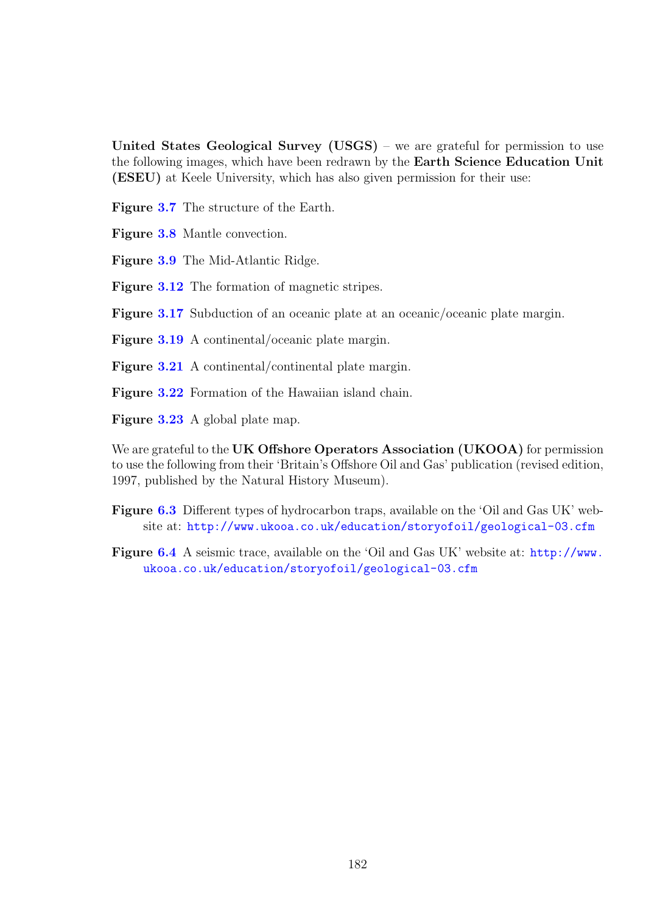**United States Geological Survey (USGS)** – we are grateful for permission to use the following images, which have been redrawn by the **Earth Science Education Unit (ESEU)** at Keele University, which has also given permission for their use:

**Figure 3.7** The structure of the Earth.

**Figure 3.8** Mantle convection.

**Figure 3.9** The Mid-Atlantic Ridge.

**Figure 3.12** The formation of magnetic stripes.

**Figure 3.17** Subduction of an oceanic plate at an oceanic/oceanic plate margin.

**Figure 3.19** A continental/oceanic plate margin.

**Figure 3.21** A continental/continental plate margin.

**Figure 3.22** Formation of the Hawaiian island chain.

**Figure 3.23** A global plate map.

We are grateful to the **UK Offshore Operators Association (UKOOA)** for permission to use the following from their 'Britain's Offshore Oil and Gas' publication (revised edition, 1997, published by the Natural History Museum).

**Figure 6.3** Different types of hydrocarbon traps, available on the 'Oil and Gas UK' website at: `http://www.ukooa.co.uk/education/storyofoil/geological-03.cfm`

**Figure 6.4** A seismic trace, available on the 'Oil and Gas UK' website at: `http://www.ukooa.co.uk/education/storyofoil/geological-03.cfm`